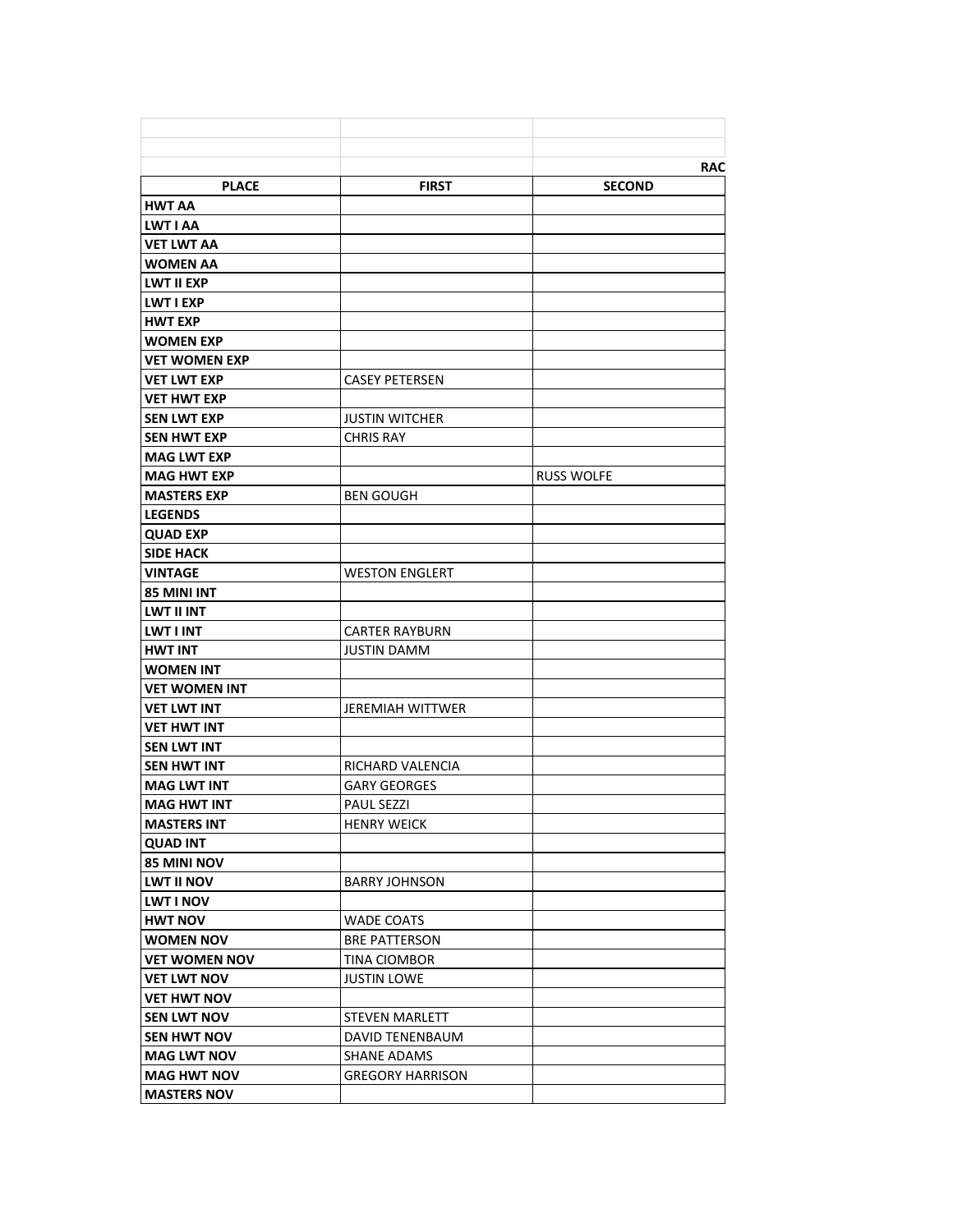| | | RAC |
|---|---|---|
| **PLACE** | **FIRST** | **SECOND** |
| **HWT AA** | | |
| **LWT I AA** | | |
| **VET LWT AA** | | |
| **WOMEN AA** | | |
| **LWT II EXP** | | |
| **LWT I EXP** | | |
| **HWT EXP** | | |
| **WOMEN EXP** | | |
| **VET WOMEN EXP** | | |
| **VET LWT EXP** | CASEY PETERSEN | |
| **VET HWT EXP** | | |
| **SEN LWT EXP** | JUSTIN WITCHER | |
| **SEN HWT EXP** | CHRIS RAY | |
| **MAG LWT EXP** | | |
| **MAG HWT EXP** | | RUSS WOLFE |
| **MASTERS EXP** | BEN GOUGH | |
| **LEGENDS** | | |
| **QUAD EXP** | | |
| **SIDE HACK** | | |
| **VINTAGE** | WESTON ENGLERT | |
| **85 MINI INT** | | |
| **LWT II INT** | | |
| **LWT I INT** | CARTER RAYBURN | |
| **HWT INT** | JUSTIN DAMM | |
| **WOMEN INT** | | |
| **VET WOMEN INT** | | |
| **VET LWT INT** | JEREMIAH WITTWER | |
| **VET HWT INT** | | |
| **SEN LWT INT** | | |
| **SEN HWT INT** | RICHARD VALENCIA | |
| **MAG LWT INT** | GARY GEORGES | |
| **MAG HWT INT** | PAUL SEZZI | |
| **MASTERS INT** | HENRY WEICK | |
| **QUAD INT** | | |
| **85 MINI NOV** | | |
| **LWT II NOV** | BARRY JOHNSON | |
| **LWT I NOV** | | |
| **HWT NOV** | WADE COATS | |
| **WOMEN NOV** | BRE PATTERSON | |
| **VET WOMEN NOV** | TINA CIOMBOR | |
| **VET LWT NOV** | JUSTIN LOWE | |
| **VET HWT NOV** | | |
| **SEN LWT NOV** | STEVEN MARLETT | |
| **SEN HWT NOV** | DAVID TENENBAUM | |
| **MAG LWT NOV** | SHANE ADAMS | |
| **MAG HWT NOV** | GREGORY HARRISON | |
| **MASTERS NOV** | | |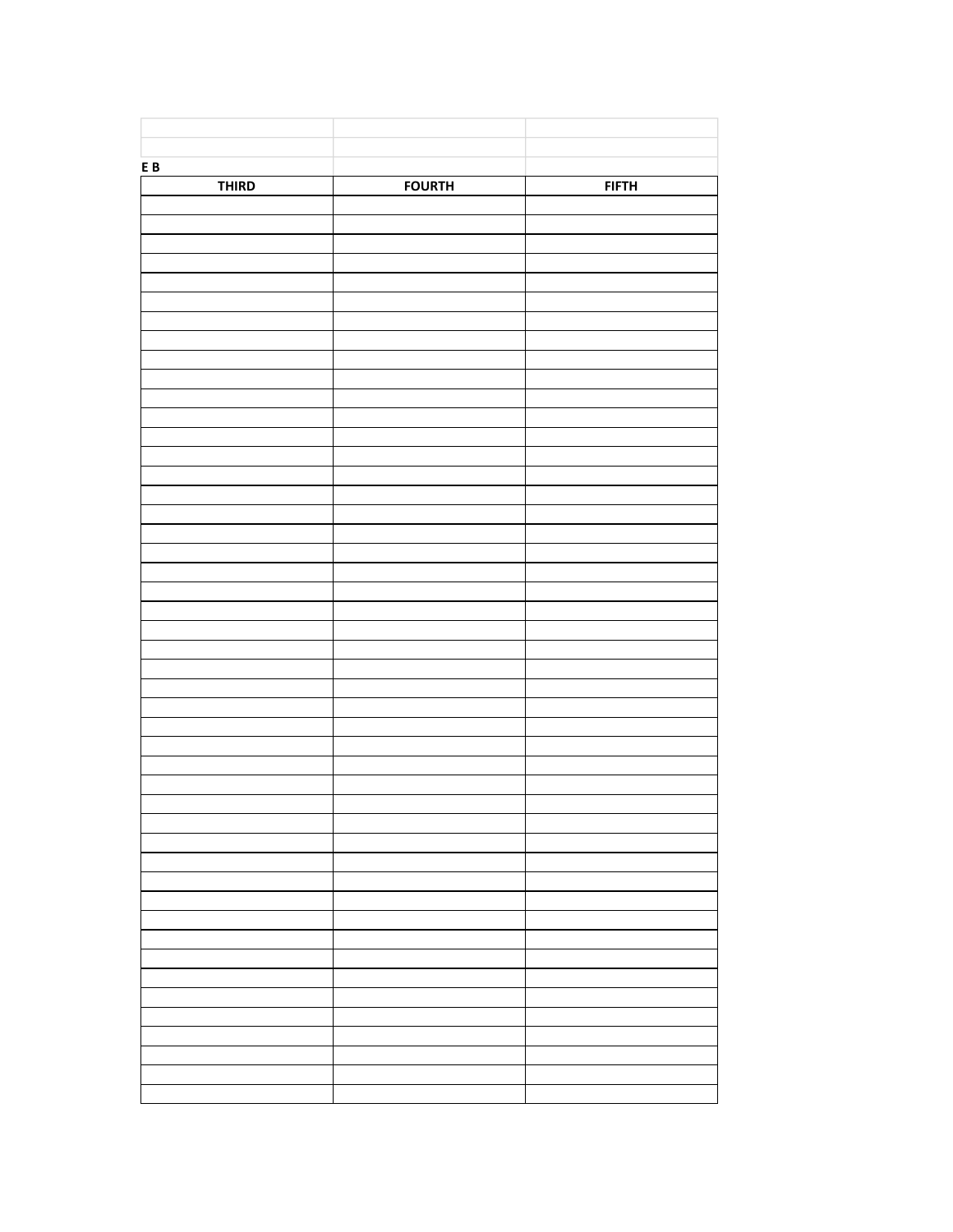E B

| THIRD | FOURTH | FIFTH |
|---|---|---|
| | | |
| | | |
| | | |
| | | |
| | | |
| | | |
| | | |
| | | |
| | | |
| | | |
| | | |
| | | |
| | | |
| | | |
| | | |
| | | |
| | | |
| | | |
| | | |
| | | |
| | | |
| | | |
| | | |
| | | |
| | | |
| | | |
| | | |
| | | |
| | | |
| | | |
| | | |
| | | |
| | | |
| | | |
| | | |
| | | |
| | | |
| | | |
| | | |
| | | |
| | | |
| | | |
| | | |
| | | |
| | | |
| | | |
| | | |
| | | |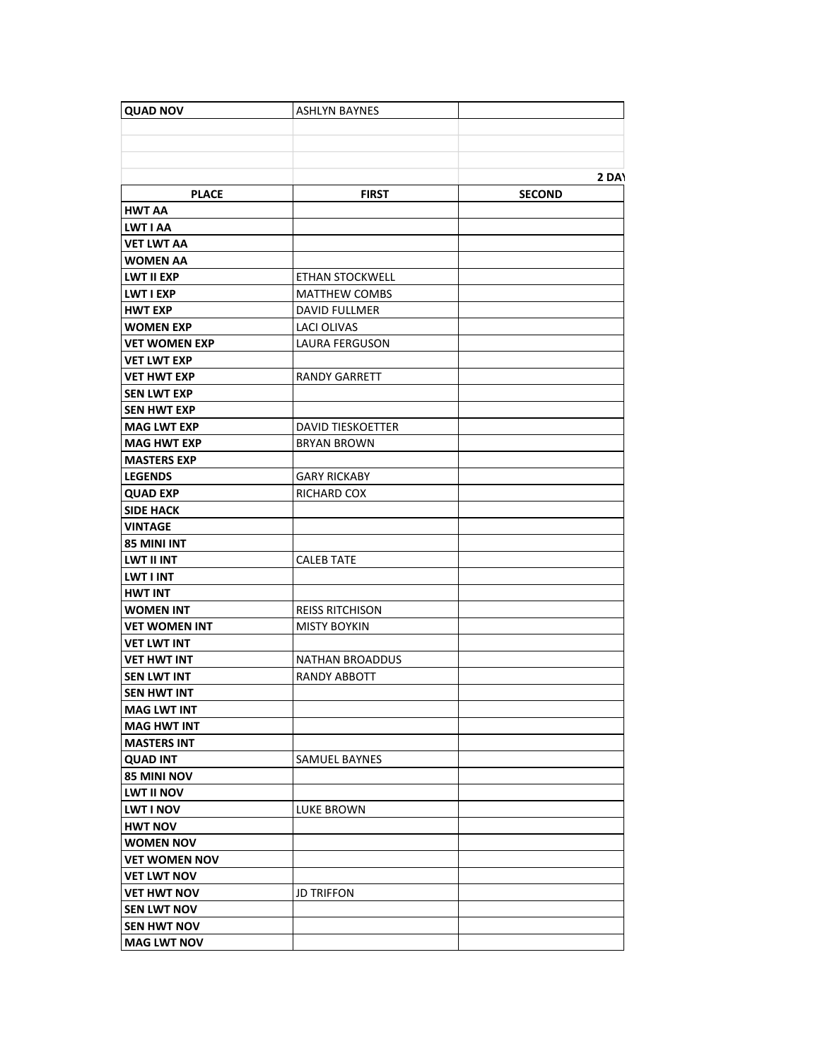| QUAD NOV | ASHLYN BAYNES | |
|---|---|---|
| | | |
| | | |
| | | |
| | | 2 DAY |

| PLACE | FIRST | SECOND |
|---|---|---|
| **HWT AA** | | |
| **LWT I AA** | | |
| **VET LWT AA** | | |
| **WOMEN AA** | | |
| **LWT II EXP** | ETHAN STOCKWELL | |
| **LWT I EXP** | MATTHEW COMBS | |
| **HWT EXP** | DAVID FULLMER | |
| **WOMEN EXP** | LACI OLIVAS | |
| **VET WOMEN EXP** | LAURA FERGUSON | |
| **VET LWT EXP** | | |
| **VET HWT EXP** | RANDY GARRETT | |
| **SEN LWT EXP** | | |
| **SEN HWT EXP** | | |
| **MAG LWT EXP** | DAVID TIESKOETTER | |
| **MAG HWT EXP** | BRYAN BROWN | |
| **MASTERS EXP** | | |
| **LEGENDS** | GARY RICKABY | |
| **QUAD EXP** | RICHARD COX | |
| **SIDE HACK** | | |
| **VINTAGE** | | |
| **85 MINI INT** | | |
| **LWT II INT** | CALEB TATE | |
| **LWT I INT** | | |
| **HWT INT** | | |
| **WOMEN INT** | REISS RITCHISON | |
| **VET WOMEN INT** | MISTY BOYKIN | |
| **VET LWT INT** | | |
| **VET HWT INT** | NATHAN BROADDUS | |
| **SEN LWT INT** | RANDY ABBOTT | |
| **SEN HWT INT** | | |
| **MAG LWT INT** | | |
| **MAG HWT INT** | | |
| **MASTERS INT** | | |
| **QUAD INT** | SAMUEL BAYNES | |
| **85 MINI NOV** | | |
| **LWT II NOV** | | |
| **LWT I NOV** | LUKE BROWN | |
| **HWT NOV** | | |
| **WOMEN NOV** | | |
| **VET WOMEN NOV** | | |
| **VET LWT NOV** | | |
| **VET HWT NOV** | JD TRIFFON | |
| **SEN LWT NOV** | | |
| **SEN HWT NOV** | | |
| **MAG LWT NOV** | | |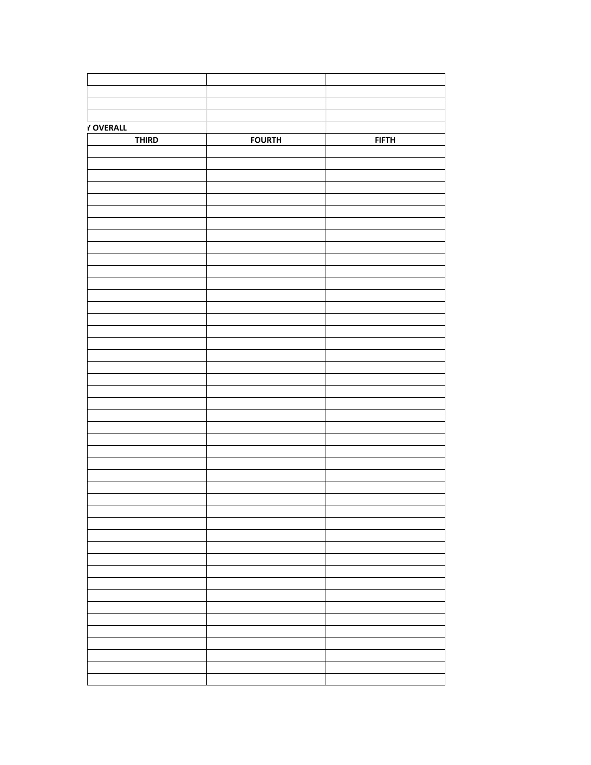Y OVERALL

| THIRD | FOURTH | FIFTH |
|---|---|---|
| | | |
| | | |
| | | |
| | | |
| | | |
| | | |
| | | |
| | | |
| | | |
| | | |
| | | |
| | | |
| | | |
| | | |
| | | |
| | | |
| | | |
| | | |
| | | |
| | | |
| | | |
| | | |
| | | |
| | | |
| | | |
| | | |
| | | |
| | | |
| | | |
| | | |
| | | |
| | | |
| | | |
| | | |
| | | |
| | | |
| | | |
| | | |
| | | |
| | | |
| | | |
| | | |
| | | |
| | | |
| | | |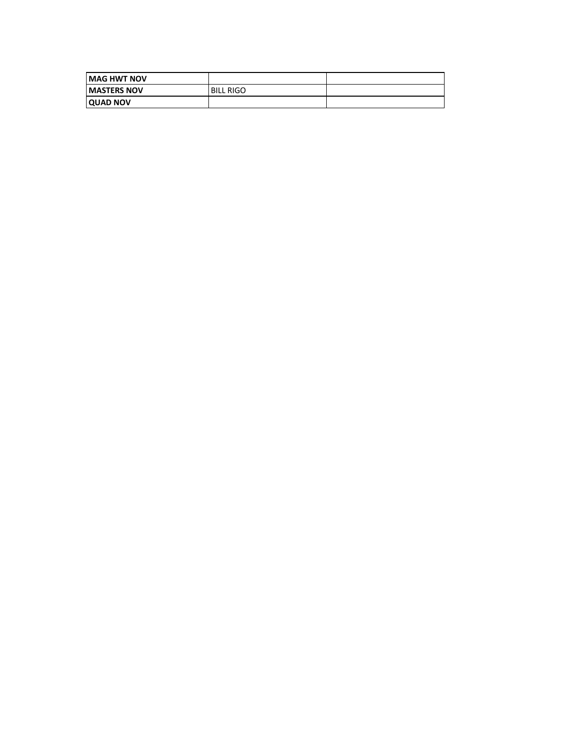| | | |
|---|---|---|
| **MAG HWT NOV** | | |
| **MASTERS NOV** | BILL RIGO | |
| **QUAD NOV** | | |